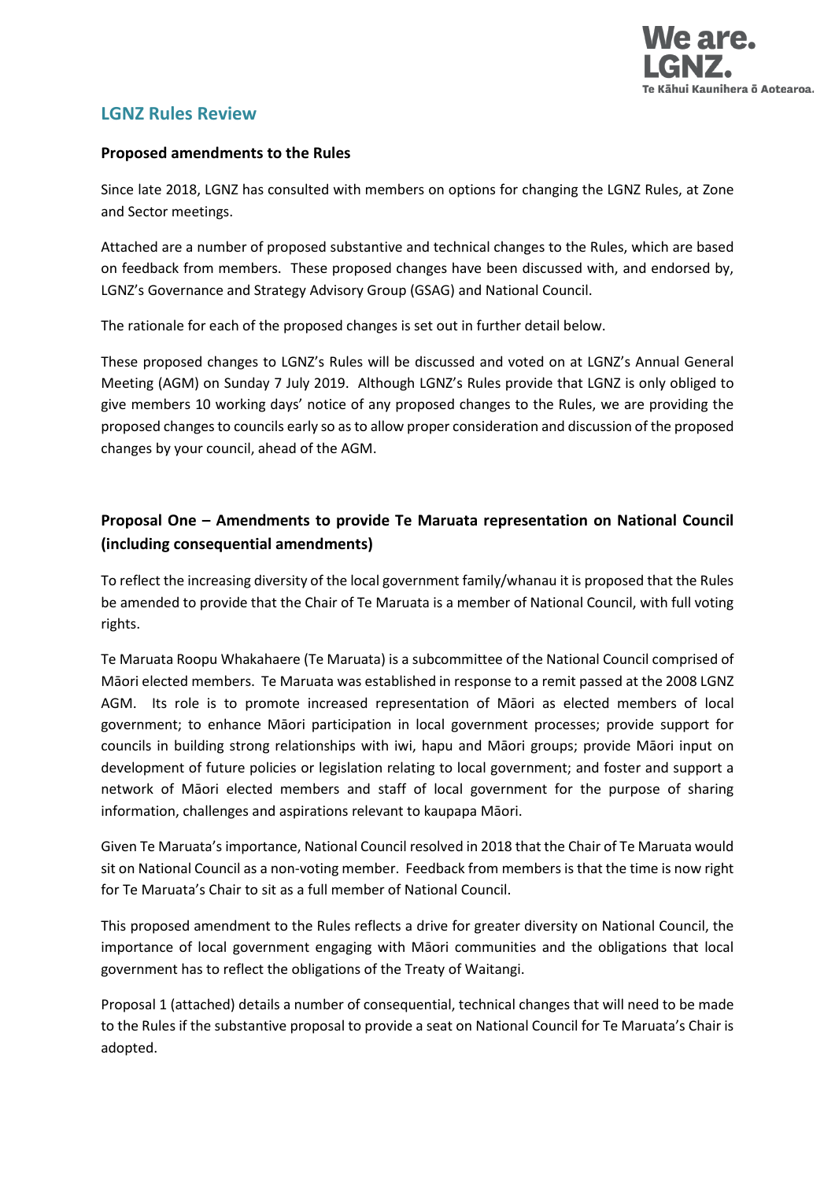## LGNZ Rules Review

### Proposed amendments to the Rules

Since late 2018, LGNZ has consulted with members on options for changing the LGNZ Rules, at Zone and Sector meetings.

Attached are a number of proposed substantive and technical changes to the Rules, which are based on feedback from members. These proposed changes have been discussed with, and endorsed by, LGNZ's Governance and Strategy Advisory Group (GSAG) and National Council.

The rationale for each of the proposed changes is set out in further detail below.

These proposed changes to LGNZ's Rules will be discussed and voted on at LGNZ's Annual General Meeting (AGM) on Sunday 7 July 2019. Although LGNZ's Rules provide that LGNZ is only obliged to give members 10 working days' notice of any proposed changes to the Rules, we are providing the proposed changes to councils early so as to allow proper consideration and discussion of the proposed changes by your council, ahead of the AGM.

### Proposal One – Amendments to provide Te Maruata representation on National Council (including consequential amendments)

To reflect the increasing diversity of the local government family/whanau it is proposed that the Rules be amended to provide that the Chair of Te Maruata is a member of National Council, with full voting rights.

Te Maruata Roopu Whakahaere (Te Maruata) is a subcommittee of the National Council comprised of Māori elected members. Te Maruata was established in response to a remit passed at the 2008 LGNZ AGM. Its role is to promote increased representation of Māori as elected members of local government; to enhance Māori participation in local government processes; provide support for councils in building strong relationships with iwi, hapu and Māori groups; provide Māori input on development of future policies or legislation relating to local government; and foster and support a network of Māori elected members and staff of local government for the purpose of sharing information, challenges and aspirations relevant to kaupapa Māori.

Given Te Maruata's importance, National Council resolved in 2018 that the Chair of Te Maruata would sit on National Council as a non-voting member. Feedback from members is that the time is now right for Te Maruata's Chair to sit as a full member of National Council.

This proposed amendment to the Rules reflects a drive for greater diversity on National Council, the importance of local government engaging with Māori communities and the obligations that local government has to reflect the obligations of the Treaty of Waitangi.

Proposal 1 (attached) details a number of consequential, technical changes that will need to be made to the Rules if the substantive proposal to provide a seat on National Council for Te Maruata's Chair is adopted.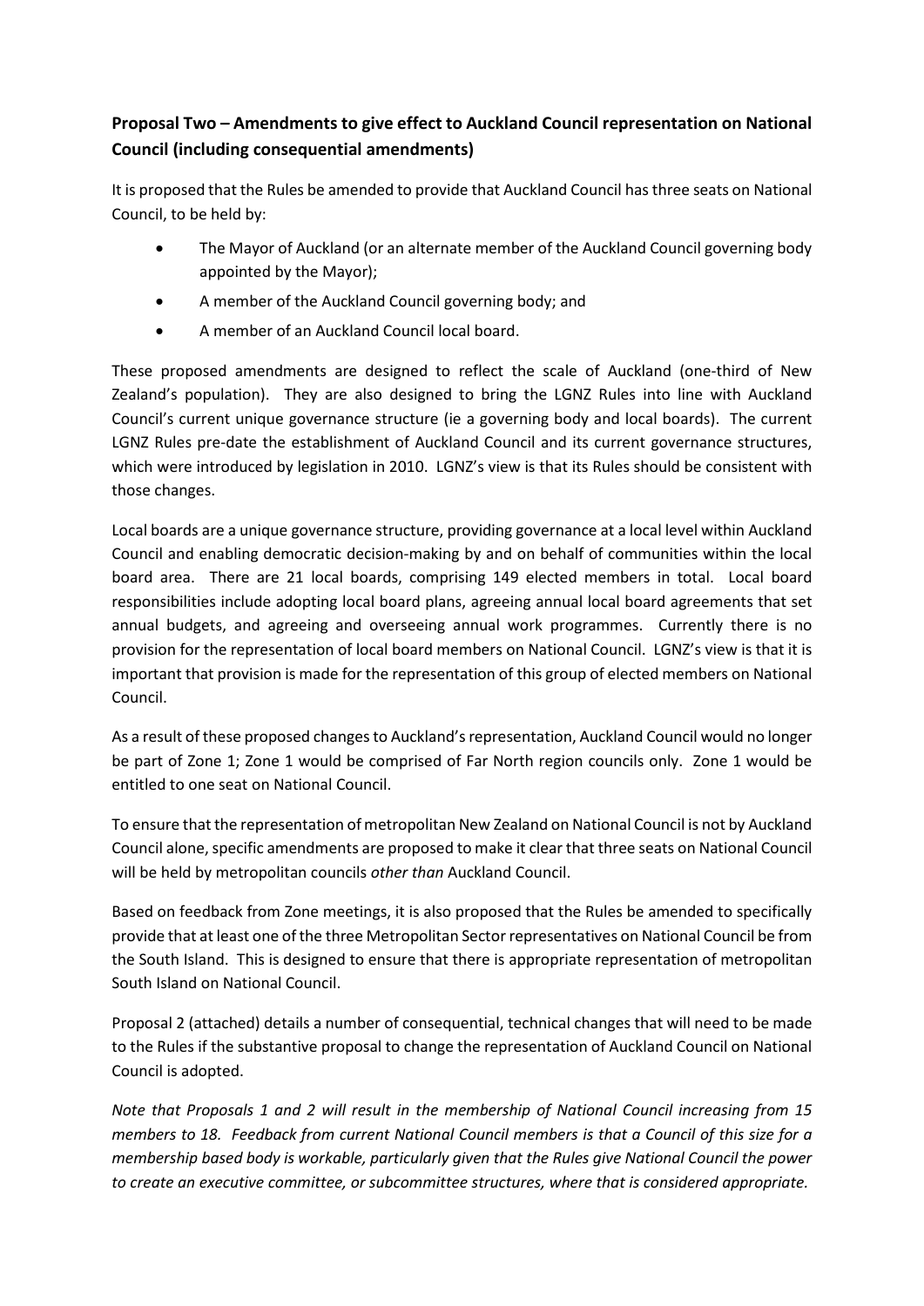## Proposal Two – Amendments to give effect to Auckland Council representation on National Council (including consequential amendments)

It is proposed that the Rules be amended to provide that Auckland Council has three seats on National Council, to be held by:

- The Mayor of Auckland (or an alternate member of the Auckland Council governing body appointed by the Mayor);
- A member of the Auckland Council governing body; and
- A member of an Auckland Council local board.

These proposed amendments are designed to reflect the scale of Auckland (one-third of New Zealand's population). They are also designed to bring the LGNZ Rules into line with Auckland Council's current unique governance structure (ie a governing body and local boards). The current LGNZ Rules pre-date the establishment of Auckland Council and its current governance structures, which were introduced by legislation in 2010. LGNZ's view is that its Rules should be consistent with those changes.

Local boards are a unique governance structure, providing governance at a local level within Auckland Council and enabling democratic decision-making by and on behalf of communities within the local board area. There are 21 local boards, comprising 149 elected members in total. Local board responsibilities include adopting local board plans, agreeing annual local board agreements that set annual budgets, and agreeing and overseeing annual work programmes. Currently there is no provision for the representation of local board members on National Council. LGNZ's view is that it is important that provision is made for the representation of this group of elected members on National Council.

As a result of these proposed changes to Auckland's representation, Auckland Council would no longer be part of Zone 1; Zone 1 would be comprised of Far North region councils only. Zone 1 would be entitled to one seat on National Council.

To ensure that the representation of metropolitan New Zealand on National Council is not by Auckland Council alone, specific amendments are proposed to make it clear that three seats on National Council will be held by metropolitan councils *other than* Auckland Council.

Based on feedback from Zone meetings, it is also proposed that the Rules be amended to specifically provide that at least one of the three Metropolitan Sector representatives on National Council be from the South Island. This is designed to ensure that there is appropriate representation of metropolitan South Island on National Council.

Proposal 2 (attached) details a number of consequential, technical changes that will need to be made to the Rules if the substantive proposal to change the representation of Auckland Council on National Council is adopted.

*Note that Proposals 1 and 2 will result in the membership of National Council increasing from 15 members to 18. Feedback from current National Council members is that a Council of this size for a membership based body is workable, particularly given that the Rules give National Council the power to create an executive committee, or subcommittee structures, where that is considered appropriate.*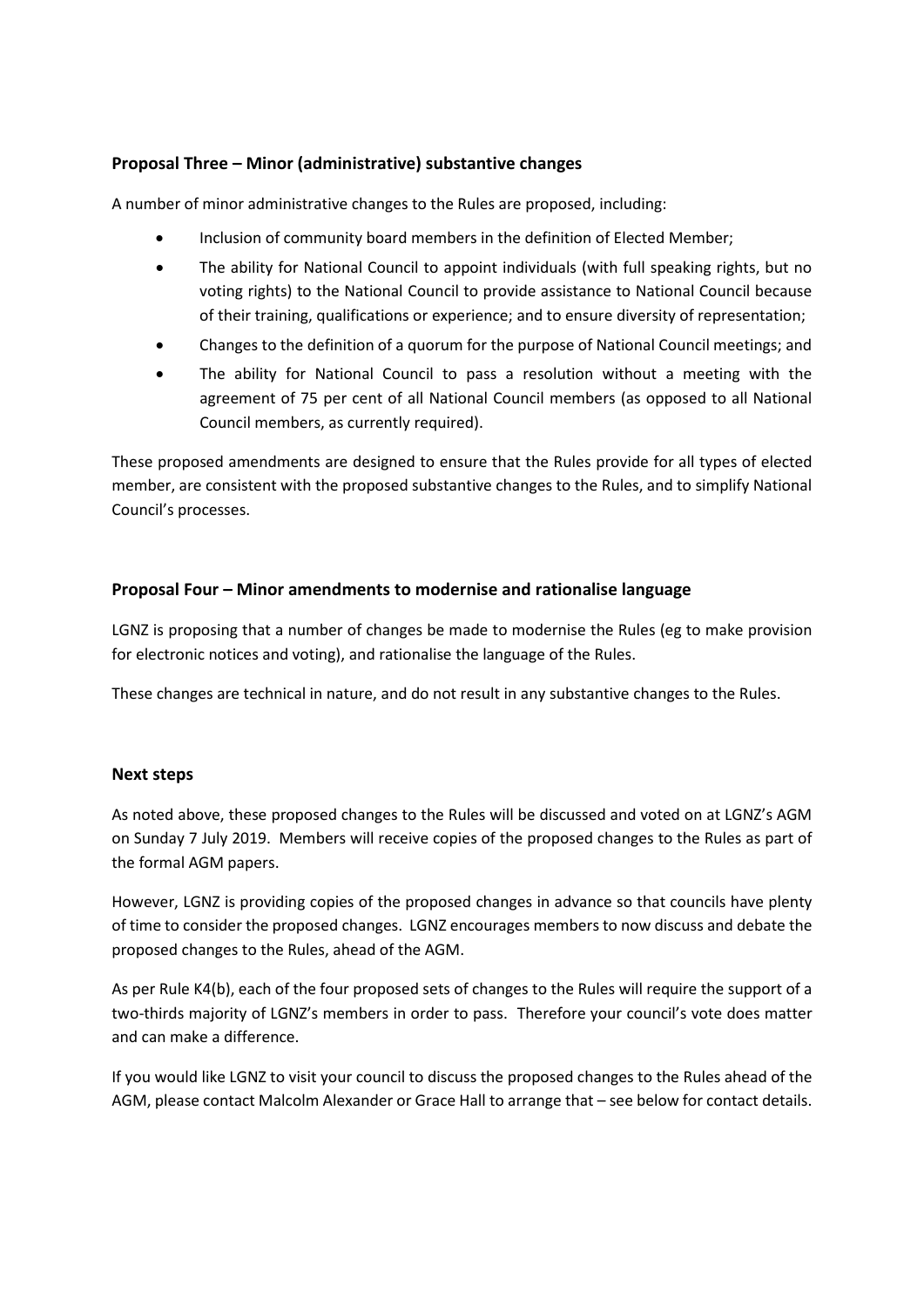### Proposal Three – Minor (administrative) substantive changes

A number of minor administrative changes to the Rules are proposed, including:

- Inclusion of community board members in the definition of Elected Member;
- The ability for National Council to appoint individuals (with full speaking rights, but no voting rights) to the National Council to provide assistance to National Council because of their training, qualifications or experience; and to ensure diversity of representation;
- Changes to the definition of a quorum for the purpose of National Council meetings; and
- The ability for National Council to pass a resolution without a meeting with the agreement of 75 per cent of all National Council members (as opposed to all National Council members, as currently required).

These proposed amendments are designed to ensure that the Rules provide for all types of elected member, are consistent with the proposed substantive changes to the Rules, and to simplify National Council's processes.

### Proposal Four – Minor amendments to modernise and rationalise language

LGNZ is proposing that a number of changes be made to modernise the Rules (eg to make provision for electronic notices and voting), and rationalise the language of the Rules.

These changes are technical in nature, and do not result in any substantive changes to the Rules.

### Next steps

As noted above, these proposed changes to the Rules will be discussed and voted on at LGNZ's AGM on Sunday 7 July 2019. Members will receive copies of the proposed changes to the Rules as part of the formal AGM papers.

However, LGNZ is providing copies of the proposed changes in advance so that councils have plenty of time to consider the proposed changes. LGNZ encourages members to now discuss and debate the proposed changes to the Rules, ahead of the AGM.

As per Rule K4(b), each of the four proposed sets of changes to the Rules will require the support of a two-thirds majority of LGNZ's members in order to pass. Therefore your council's vote does matter and can make a difference.

If you would like LGNZ to visit your council to discuss the proposed changes to the Rules ahead of the AGM, please contact Malcolm Alexander or Grace Hall to arrange that – see below for contact details.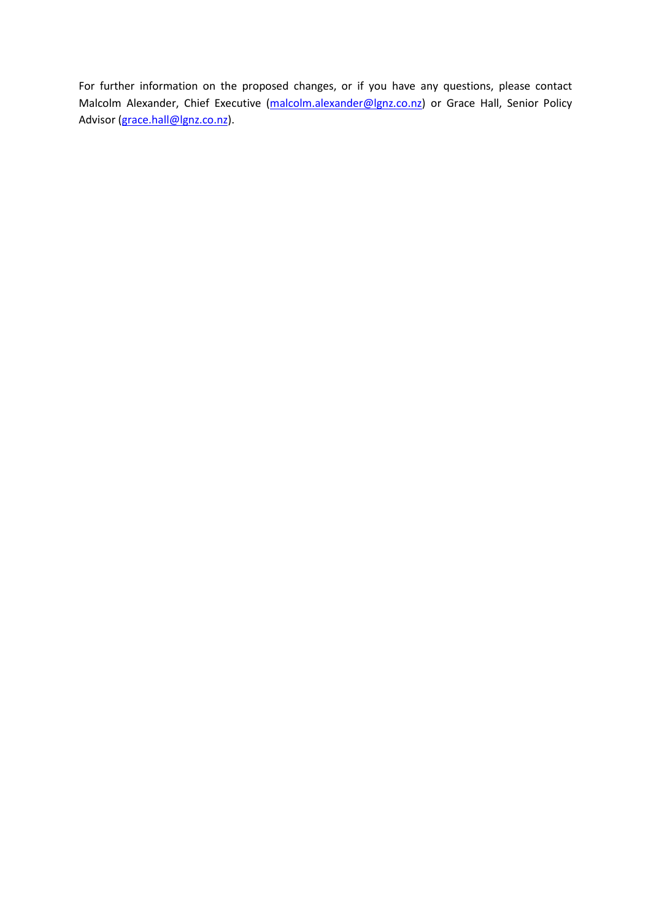For further information on the proposed changes, or if you have any questions, please contact Malcolm Alexander, Chief Executive (malcolm.alexander@lgnz.co.nz) or Grace Hall, Senior Policy Advisor (grace.hall@lgnz.co.nz).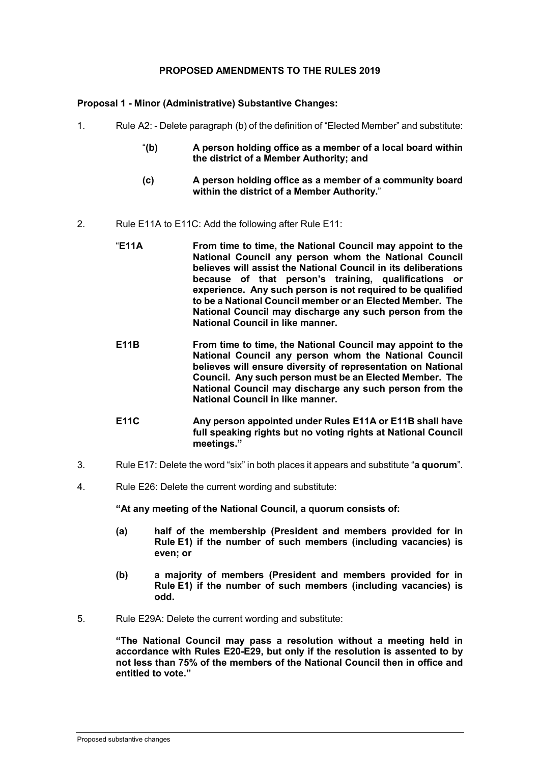**PROPOSED AMENDMENTS TO THE RULES 2019**

**Proposal 1 - Minor (Administrative) Substantive Changes:**

1. Rule A2: - Delete paragraph (b) of the definition of "Elected Member" and substitute:

   "**(b) A person holding office as a member of a local board within the district of a Member Authority; and**

   **(c) A person holding office as a member of a community board within the district of a Member Authority.**"

2. Rule E11A to E11C: Add the following after Rule E11:

   "**E11A From time to time, the National Council may appoint to the National Council any person whom the National Council believes will assist the National Council in its deliberations because of that person's training, qualifications or experience. Any such person is not required to be qualified to be a National Council member or an Elected Member. The National Council may discharge any such person from the National Council in like manner.**

   **E11B From time to time, the National Council may appoint to the National Council any person whom the National Council believes will ensure diversity of representation on National Council. Any such person must be an Elected Member. The National Council may discharge any such person from the National Council in like manner.**

   **E11C Any person appointed under Rules E11A or E11B shall have full speaking rights but no voting rights at National Council meetings."**

3. Rule E17: Delete the word "six" in both places it appears and substitute "**a quorum**".

4. Rule E26: Delete the current wording and substitute:

   **"At any meeting of the National Council, a quorum consists of:**

   **(a) half of the membership (President and members provided for in Rule E1) if the number of such members (including vacancies) is even; or**

   **(b) a majority of members (President and members provided for in Rule E1) if the number of such members (including vacancies) is odd.**

5. Rule E29A: Delete the current wording and substitute:

   **"The National Council may pass a resolution without a meeting held in accordance with Rules E20-E29, but only if the resolution is assented to by not less than 75% of the members of the National Council then in office and entitled to vote."**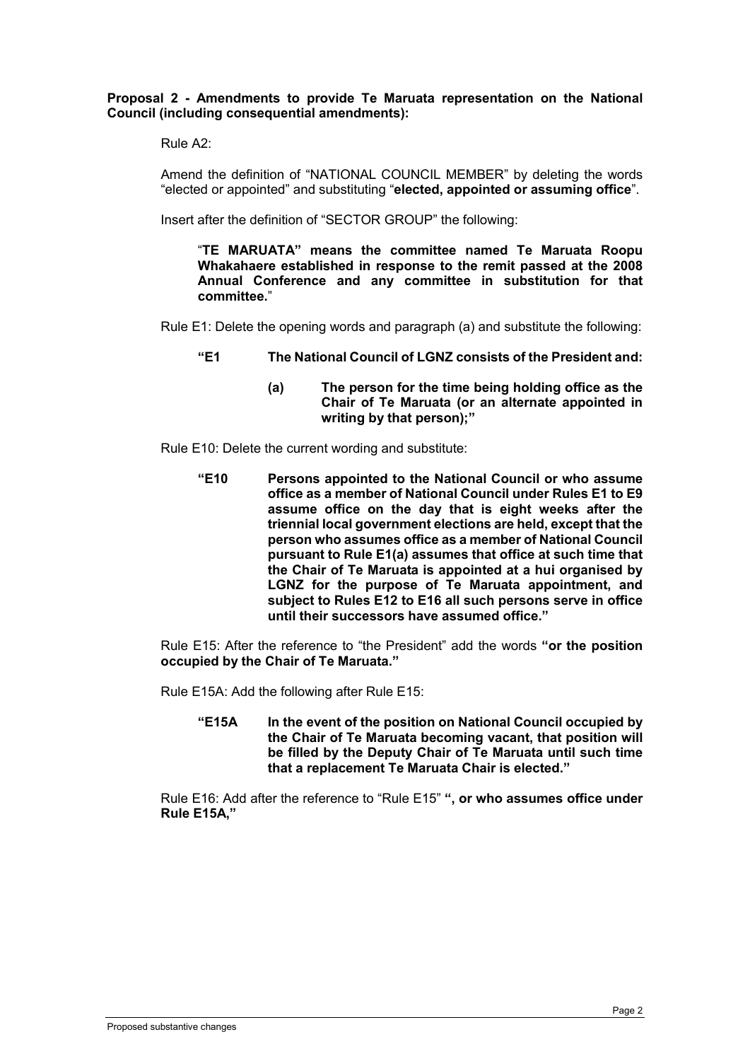**Proposal 2 - Amendments to provide Te Maruata representation on the National Council (including consequential amendments):**

Rule A2:

Amend the definition of "NATIONAL COUNCIL MEMBER" by deleting the words "elected or appointed" and substituting "**elected, appointed or assuming office**".

Insert after the definition of "SECTOR GROUP" the following:

> "**TE MARUATA" means the committee named Te Maruata Roopu Whakahaere established in response to the remit passed at the 2008 Annual Conference and any committee in substitution for that committee.**"

Rule E1: Delete the opening words and paragraph (a) and substitute the following:

> **"E1 The National Council of LGNZ consists of the President and:**
>
> **(a) The person for the time being holding office as the Chair of Te Maruata (or an alternate appointed in writing by that person);"**

Rule E10: Delete the current wording and substitute:

> **"E10 Persons appointed to the National Council or who assume office as a member of National Council under Rules E1 to E9 assume office on the day that is eight weeks after the triennial local government elections are held, except that the person who assumes office as a member of National Council pursuant to Rule E1(a) assumes that office at such time that the Chair of Te Maruata is appointed at a hui organised by LGNZ for the purpose of Te Maruata appointment, and subject to Rules E12 to E16 all such persons serve in office until their successors have assumed office."**

Rule E15: After the reference to "the President" add the words **"or the position occupied by the Chair of Te Maruata."**

Rule E15A: Add the following after Rule E15:

> **"E15A In the event of the position on National Council occupied by the Chair of Te Maruata becoming vacant, that position will be filled by the Deputy Chair of Te Maruata until such time that a replacement Te Maruata Chair is elected."**

Rule E16: Add after the reference to "Rule E15" **", or who assumes office under Rule E15A,"**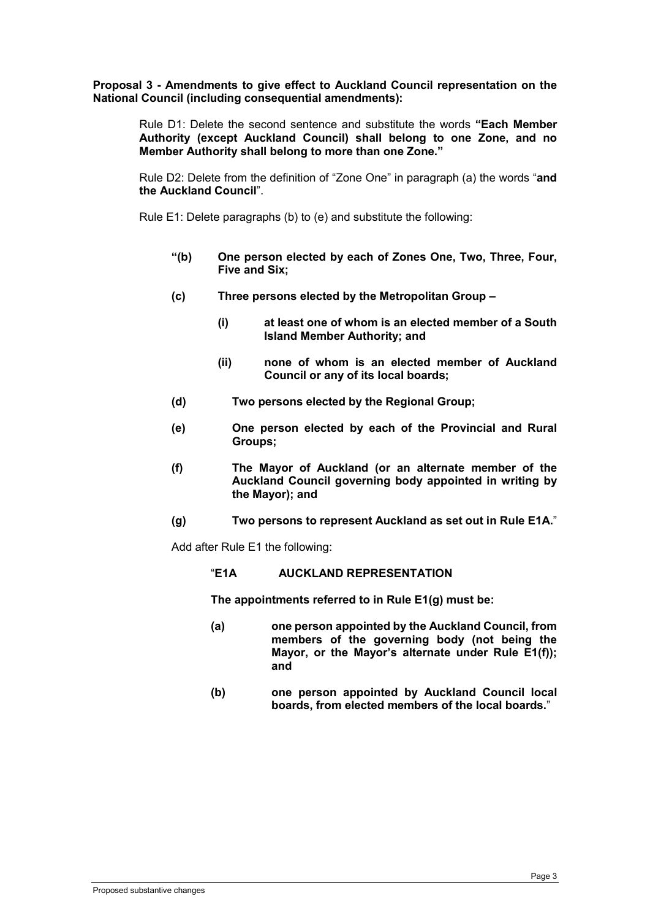**Proposal 3 - Amendments to give effect to Auckland Council representation on the National Council (including consequential amendments):**

Rule D1: Delete the second sentence and substitute the words **"Each Member Authority (except Auckland Council) shall belong to one Zone, and no Member Authority shall belong to more than one Zone."**

Rule D2: Delete from the definition of "Zone One" in paragraph (a) the words "**and the Auckland Council**".

Rule E1: Delete paragraphs (b) to (e) and substitute the following:

**"(b) One person elected by each of Zones One, Two, Three, Four, Five and Six;**

**(c) Three persons elected by the Metropolitan Group –**

- **(i) at least one of whom is an elected member of a South Island Member Authority; and**
- **(ii) none of whom is an elected member of Auckland Council or any of its local boards;**

**(d) Two persons elected by the Regional Group;**

**(e) One person elected by each of the Provincial and Rural Groups;**

**(f) The Mayor of Auckland (or an alternate member of the Auckland Council governing body appointed in writing by the Mayor); and**

**(g) Two persons to represent Auckland as set out in Rule E1A.**"

Add after Rule E1 the following:

"**E1A AUCKLAND REPRESENTATION**

**The appointments referred to in Rule E1(g) must be:**

**(a) one person appointed by the Auckland Council, from members of the governing body (not being the Mayor, or the Mayor's alternate under Rule E1(f)); and**

**(b) one person appointed by Auckland Council local boards, from elected members of the local boards.**"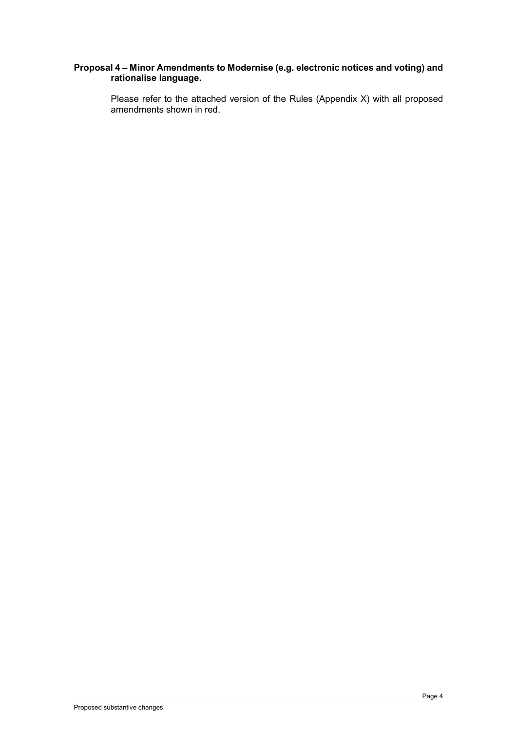**Proposal 4 – Minor Amendments to Modernise (e.g. electronic notices and voting) and rationalise language.**

Please refer to the attached version of the Rules (Appendix X) with all proposed amendments shown in red.